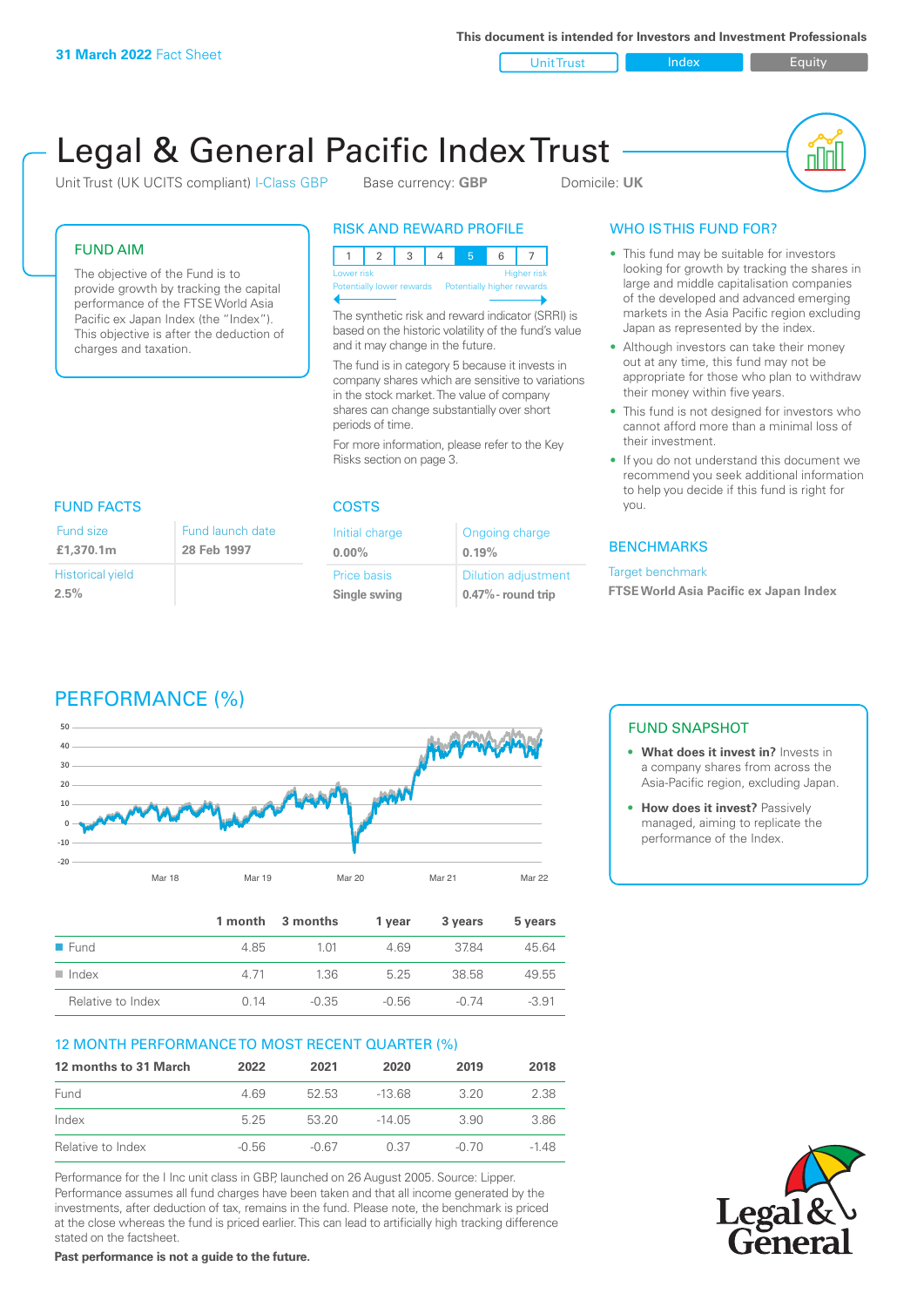**31 March 2022** Fact Sheet

This document is intended for Investors and Investment Professionals

Unit Trust | Index | Equity

# Legal & General Pacific Index Trust

Unit Trust (UK UCITS compliant) I-Class GBP    Base currency: **GBP**    Domicile: **UK**

## FUND AIM

The objective of the Fund is to provide growth by tracking the capital performance of the FTSE World Asia Pacific ex Japan Index (the "Index"). This objective is after the deduction of charges and taxation.

## RISK AND REWARD PROFILE

| 1 | 2 | 3 | 4 | **5** | 6 | 7 |
|---|---|---|---|---|---|---|

Lower risk — Potentially lower rewards | Higher risk — Potentially higher rewards

The synthetic risk and reward indicator (SRRI) is based on the historic volatility of the fund's value and it may change in the future.

The fund is in category 5 because it invests in company shares which are sensitive to variations in the stock market. The value of company shares can change substantially over short periods of time.

For more information, please refer to the Key Risks section on page 3.

## WHO IS THIS FUND FOR?

- This fund may be suitable for investors looking for growth by tracking the shares in large and middle capitalisation companies of the developed and advanced emerging markets in the Asia Pacific region excluding Japan as represented by the index.
- Although investors can take their money out at any time, this fund may not be appropriate for those who plan to withdraw their money within five years.
- This fund is not designed for investors who cannot afford more than a minimal loss of their investment.
- If you do not understand this document we recommend you seek additional information to help you decide if this fund is right for you.

## FUND FACTS

| Fund size | Fund launch date |
|---|---|
| **£1,370.1m** | **28 Feb 1997** |
| Historical yield | |
| **2.5%** | |

## COSTS

| Initial charge | Ongoing charge |
|---|---|
| **0.00%** | **0.19%** |
| Price basis | Dilution adjustment |
| **Single swing** | **0.47% - round trip** |

## BENCHMARKS

Target benchmark

**FTSE World Asia Pacific ex Japan Index**

## PERFORMANCE (%)

| | 1 month | 3 months | 1 year | 3 years | 5 years |
|---|---|---|---|---|---|
| Fund | 4.85 | 1.01 | 4.69 | 37.84 | 45.64 |
| Index | 4.71 | 1.36 | 5.25 | 38.58 | 49.55 |
| Relative to Index | 0.14 | -0.35 | -0.56 | -0.74 | -3.91 |

## FUND SNAPSHOT

- **What does it invest in?** Invests in a company shares from across the Asia-Pacific region, excluding Japan.
- **How does it invest?** Passively managed, aiming to replicate the performance of the Index.

## 12 MONTH PERFORMANCE TO MOST RECENT QUARTER (%)

| 12 months to 31 March | 2022 | 2021 | 2020 | 2019 | 2018 |
|---|---|---|---|---|---|
| Fund | 4.69 | 52.53 | -13.68 | 3.20 | 2.38 |
| Index | 5.25 | 53.20 | -14.05 | 3.90 | 3.86 |
| Relative to Index | -0.56 | -0.67 | 0.37 | -0.70 | -1.48 |

Performance for the I Inc unit class in GBP, launched on 26 August 2005. Source: Lipper. Performance assumes all fund charges have been taken and that all income generated by the investments, after deduction of tax, remains in the fund. Please note, the benchmark is priced at the close whereas the fund is priced earlier. This can lead to artificially high tracking difference stated on the factsheet.

**Past performance is not a guide to the future.**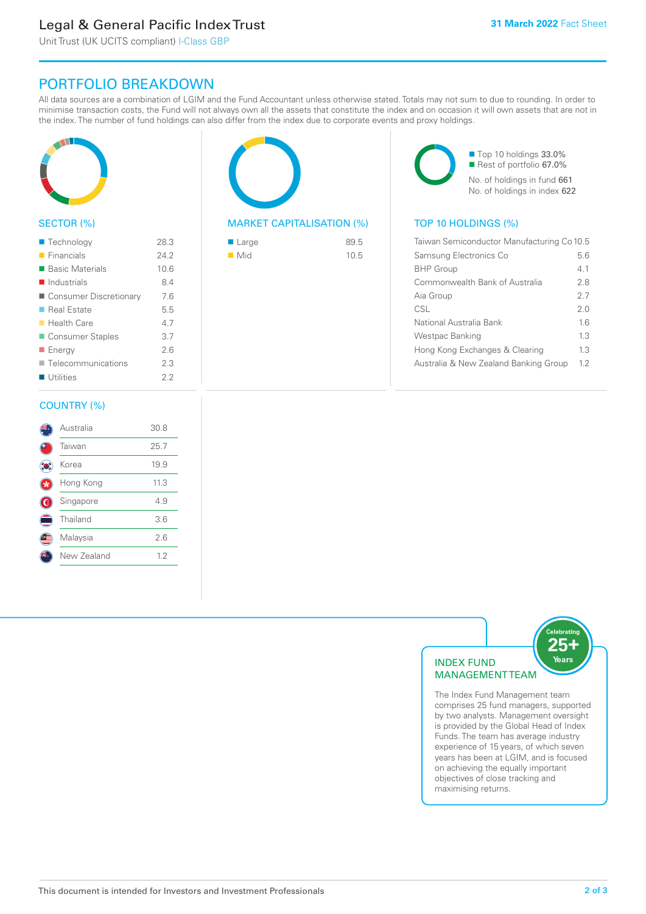# Legal & General Pacific Index Trust

Unit Trust (UK UCITS compliant) I-Class GBP

**31 March 2022** Fact Sheet

## PORTFOLIO BREAKDOWN

All data sources are a combination of LGIM and the Fund Accountant unless otherwise stated. Totals may not sum to due to rounding. In order to minimise transaction costs, the Fund will not always own all the assets that constitute the index and on occasion it will own assets that are not in the index. The number of fund holdings can also differ from the index due to corporate events and proxy holdings.

### SECTOR (%)

| Sector | % |
|---|---|
| Technology | 28.3 |
| Financials | 24.2 |
| Basic Materials | 10.6 |
| Industrials | 8.4 |
| Consumer Discretionary | 7.6 |
| Real Estate | 5.5 |
| Health Care | 4.7 |
| Consumer Staples | 3.7 |
| Energy | 2.6 |
| Telecommunications | 2.3 |
| Utilities | 2.2 |

### MARKET CAPITALISATION (%)

| Market Cap | % |
|---|---|
| Large | 89.5 |
| Mid | 10.5 |

- Top 10 holdings 33.0%
- Rest of portfolio 67.0%

No. of holdings in fund 661
No. of holdings in index 622

### TOP 10 HOLDINGS (%)

| Holding | % |
|---|---|
| Taiwan Semiconductor Manufacturing Co | 10.5 |
| Samsung Electronics Co | 5.6 |
| BHP Group | 4.1 |
| Commonwealth Bank of Australia | 2.8 |
| Aia Group | 2.7 |
| CSL | 2.0 |
| National Australia Bank | 1.6 |
| Westpac Banking | 1.3 |
| Hong Kong Exchanges & Clearing | 1.3 |
| Australia & New Zealand Banking Group | 1.2 |

### COUNTRY (%)

| Country | % |
|---|---|
| Australia | 30.8 |
| Taiwan | 25.7 |
| Korea | 19.9 |
| Hong Kong | 11.3 |
| Singapore | 4.9 |
| Thailand | 3.6 |
| Malaysia | 2.6 |
| New Zealand | 1.2 |

### INDEX FUND MANAGEMENT TEAM

Celebrating 25+ Years

The Index Fund Management team comprises 25 fund managers, supported by two analysts. Management oversight is provided by the Global Head of Index Funds. The team has average industry experience of 15 years, of which seven years has been at LGIM, and is focused on achieving the equally important objectives of close tracking and maximising returns.

This document is intended for Investors and Investment Professionals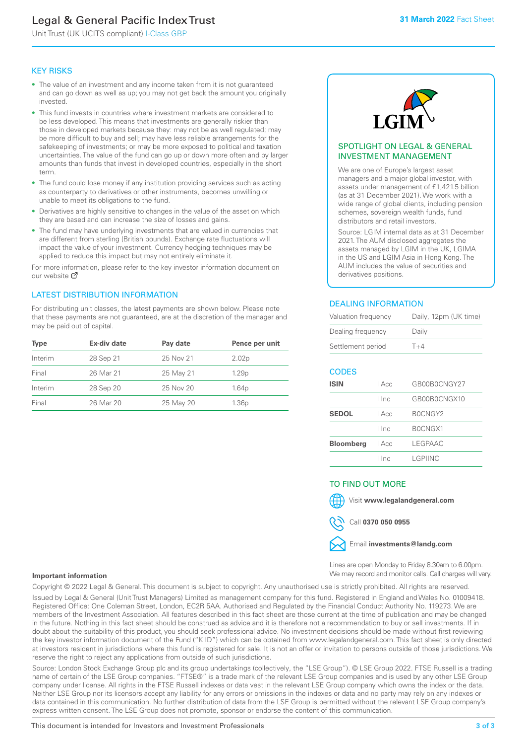# Legal & General Pacific Index Trust

Unit Trust (UK UCITS compliant) I-Class GBP

31 March 2022 Fact Sheet

## KEY RISKS

- The value of an investment and any income taken from it is not guaranteed and can go down as well as up; you may not get back the amount you originally invested.
- This fund invests in countries where investment markets are considered to be less developed. This means that investments are generally riskier than those in developed markets because they: may not be as well regulated; may be more difficult to buy and sell; may have less reliable arrangements for the safekeeping of investments; or may be more exposed to political and taxation uncertainties. The value of the fund can go up or down more often and by larger amounts than funds that invest in developed countries, especially in the short term.
- The fund could lose money if any institution providing services such as acting as counterparty to derivatives or other instruments, becomes unwilling or unable to meet its obligations to the fund.
- Derivatives are highly sensitive to changes in the value of the asset on which they are based and can increase the size of losses and gains.
- The fund may have underlying investments that are valued in currencies that are different from sterling (British pounds). Exchange rate fluctuations will impact the value of your investment. Currency hedging techniques may be applied to reduce this impact but may not entirely eliminate it.

For more information, please refer to the key investor information document on our website

## LATEST DISTRIBUTION INFORMATION

For distributing unit classes, the latest payments are shown below. Please note that these payments are not guaranteed, are at the discretion of the manager and may be paid out of capital.

| Type | Ex-div date | Pay date | Pence per unit |
|---|---|---|---|
| Interim | 28 Sep 21 | 25 Nov 21 | 2.02p |
| Final | 26 Mar 21 | 25 May 21 | 1.29p |
| Interim | 28 Sep 20 | 25 Nov 20 | 1.64p |
| Final | 26 Mar 20 | 25 May 20 | 1.36p |

LGIM

## SPOTLIGHT ON LEGAL & GENERAL INVESTMENT MANAGEMENT

We are one of Europe's largest asset managers and a major global investor, with assets under management of £1,421.5 billion (as at 31 December 2021). We work with a wide range of global clients, including pension schemes, sovereign wealth funds, fund distributors and retail investors.

Source: LGIM internal data as at 31 December 2021. The AUM disclosed aggregates the assets managed by LGIM in the UK, LGIMA in the US and LGIM Asia in Hong Kong. The AUM includes the value of securities and derivatives positions.

## DEALING INFORMATION

| | |
|---|---|
| Valuation frequency | Daily, 12pm (UK time) |
| Dealing frequency | Daily |
| Settlement period | T+4 |

## CODES

| | | |
|---|---|---|
| **ISIN** | I Acc | GB00B0CNGY27 |
| | I Inc | GB00B0CNGX10 |
| **SEDOL** | I Acc | B0CNGY2 |
| | I Inc | B0CNGX1 |
| **Bloomberg** | I Acc | LEGPAAC |
| | I Inc | LGPIINC |

## TO FIND OUT MORE

Visit **www.legalandgeneral.com**

Call **0370 050 0955**

Email **investments@landg.com**

Lines are open Monday to Friday 8.30am to 6.00pm. We may record and monitor calls. Call charges will vary.

**Important information**

Copyright © 2022 Legal & General. This document is subject to copyright. Any unauthorised use is strictly prohibited. All rights are reserved.

Issued by Legal & General (Unit Trust Managers) Limited as management company for this fund. Registered in England and Wales No. 01009418. Registered Office: One Coleman Street, London, EC2R 5AA. Authorised and Regulated by the Financial Conduct Authority No. 119273. We are members of the Investment Association. All features described in this fact sheet are those current at the time of publication and may be changed in the future. Nothing in this fact sheet should be construed as advice and it is therefore not a recommendation to buy or sell investments. If in doubt about the suitability of this product, you should seek professional advice. No investment decisions should be made without first reviewing the key investor information document of the Fund ("KIID") which can be obtained from www.legalandgeneral.com. This fact sheet is only directed at investors resident in jurisdictions where this fund is registered for sale. It is not an offer or invitation to persons outside of those jurisdictions. We reserve the right to reject any applications from outside of such jurisdictions.

Source: London Stock Exchange Group plc and its group undertakings (collectively, the "LSE Group"). © LSE Group 2022. FTSE Russell is a trading name of certain of the LSE Group companies. "FTSE®" is a trade mark of the relevant LSE Group companies and is used by any other LSE Group company under license. All rights in the FTSE Russell indexes or data vest in the relevant LSE Group company which owns the index or the data. Neither LSE Group nor its licensors accept any liability for any errors or omissions in the indexes or data and no party may rely on any indexes or data contained in this communication. No further distribution of data from the LSE Group is permitted without the relevant LSE Group company's express written consent. The LSE Group does not promote, sponsor or endorse the content of this communication.

This document is intended for Investors and Investment Professionals